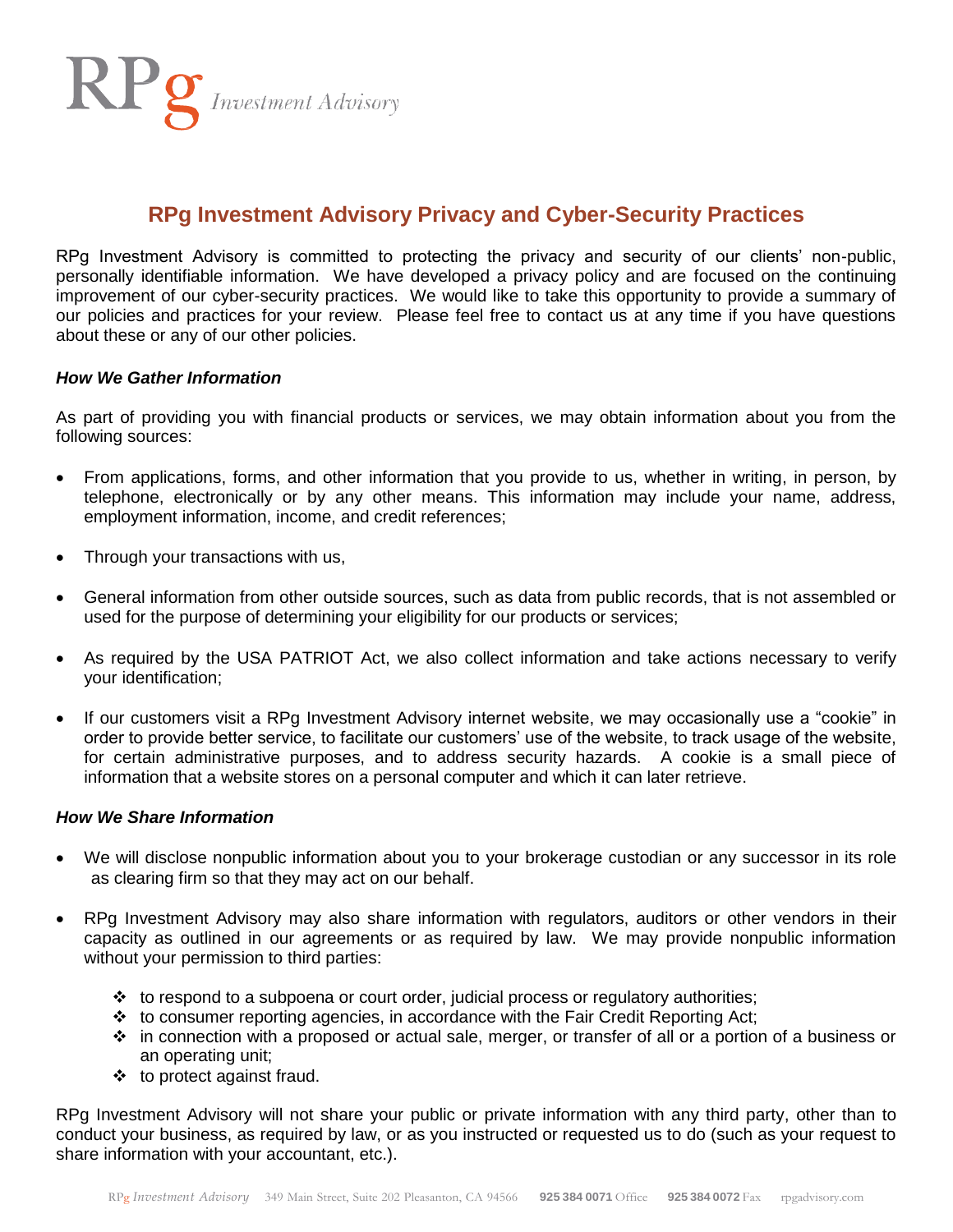# RPg Investment Advisory Privacy and Cyber-Security Practices

RPg Investment Advisory is committed to protecting the privacy and security of our clients' non-public, personally identifiable information. We have developed a privacy policy and are focused on the continuing improvement of our cyber-security practices. We would like to take this opportunity to provide a summary of our policies and practices for your review. Please feel free to contact us at any time if you have questions about these or any of our other policies.

***How We Gather Information***

As part of providing you with financial products or services, we may obtain information about you from the following sources:

- From applications, forms, and other information that you provide to us, whether in writing, in person, by telephone, electronically or by any other means. This information may include your name, address, employment information, income, and credit references;
- Through your transactions with us,
- General information from other outside sources, such as data from public records, that is not assembled or used for the purpose of determining your eligibility for our products or services;
- As required by the USA PATRIOT Act, we also collect information and take actions necessary to verify your identification;
- If our customers visit a RPg Investment Advisory internet website, we may occasionally use a "cookie" in order to provide better service, to facilitate our customers' use of the website, to track usage of the website, for certain administrative purposes, and to address security hazards. A cookie is a small piece of information that a website stores on a personal computer and which it can later retrieve.

***How We Share Information***

- We will disclose nonpublic information about you to your brokerage custodian or any successor in its role as clearing firm so that they may act on our behalf.
- RPg Investment Advisory may also share information with regulators, auditors or other vendors in their capacity as outlined in our agreements or as required by law. We may provide nonpublic information without your permission to third parties:
  - to respond to a subpoena or court order, judicial process or regulatory authorities;
  - to consumer reporting agencies, in accordance with the Fair Credit Reporting Act;
  - in connection with a proposed or actual sale, merger, or transfer of all or a portion of a business or an operating unit;
  - to protect against fraud.

RPg Investment Advisory will not share your public or private information with any third party, other than to conduct your business, as required by law, or as you instructed or requested us to do (such as your request to share information with your accountant, etc.).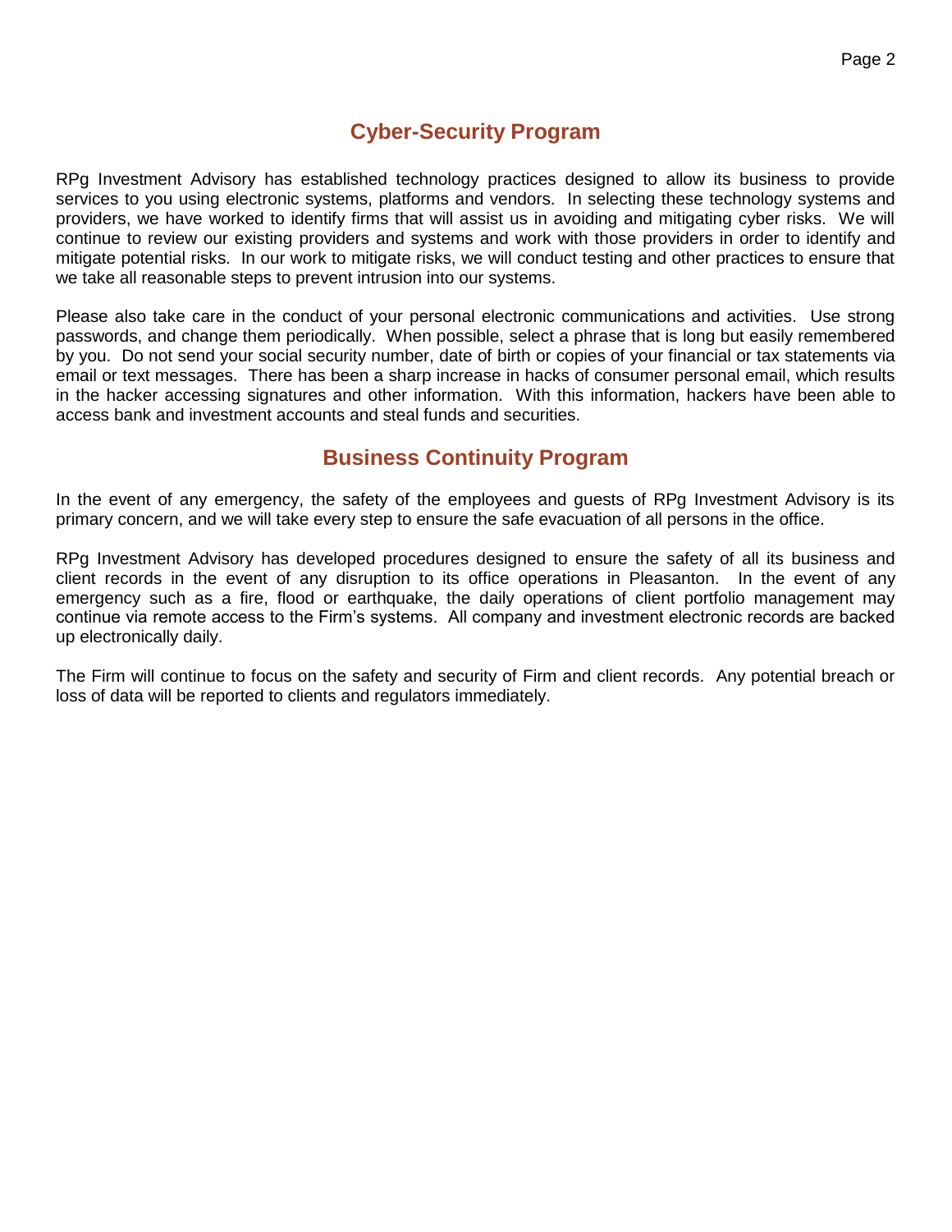## Cyber-Security Program

RPg Investment Advisory has established technology practices designed to allow its business to provide services to you using electronic systems, platforms and vendors. In selecting these technology systems and providers, we have worked to identify firms that will assist us in avoiding and mitigating cyber risks. We will continue to review our existing providers and systems and work with those providers in order to identify and mitigate potential risks. In our work to mitigate risks, we will conduct testing and other practices to ensure that we take all reasonable steps to prevent intrusion into our systems.

Please also take care in the conduct of your personal electronic communications and activities. Use strong passwords, and change them periodically. When possible, select a phrase that is long but easily remembered by you. Do not send your social security number, date of birth or copies of your financial or tax statements via email or text messages. There has been a sharp increase in hacks of consumer personal email, which results in the hacker accessing signatures and other information. With this information, hackers have been able to access bank and investment accounts and steal funds and securities.

## Business Continuity Program

In the event of any emergency, the safety of the employees and guests of RPg Investment Advisory is its primary concern, and we will take every step to ensure the safe evacuation of all persons in the office.

RPg Investment Advisory has developed procedures designed to ensure the safety of all its business and client records in the event of any disruption to its office operations in Pleasanton. In the event of any emergency such as a fire, flood or earthquake, the daily operations of client portfolio management may continue via remote access to the Firm's systems. All company and investment electronic records are backed up electronically daily.

The Firm will continue to focus on the safety and security of Firm and client records. Any potential breach or loss of data will be reported to clients and regulators immediately.